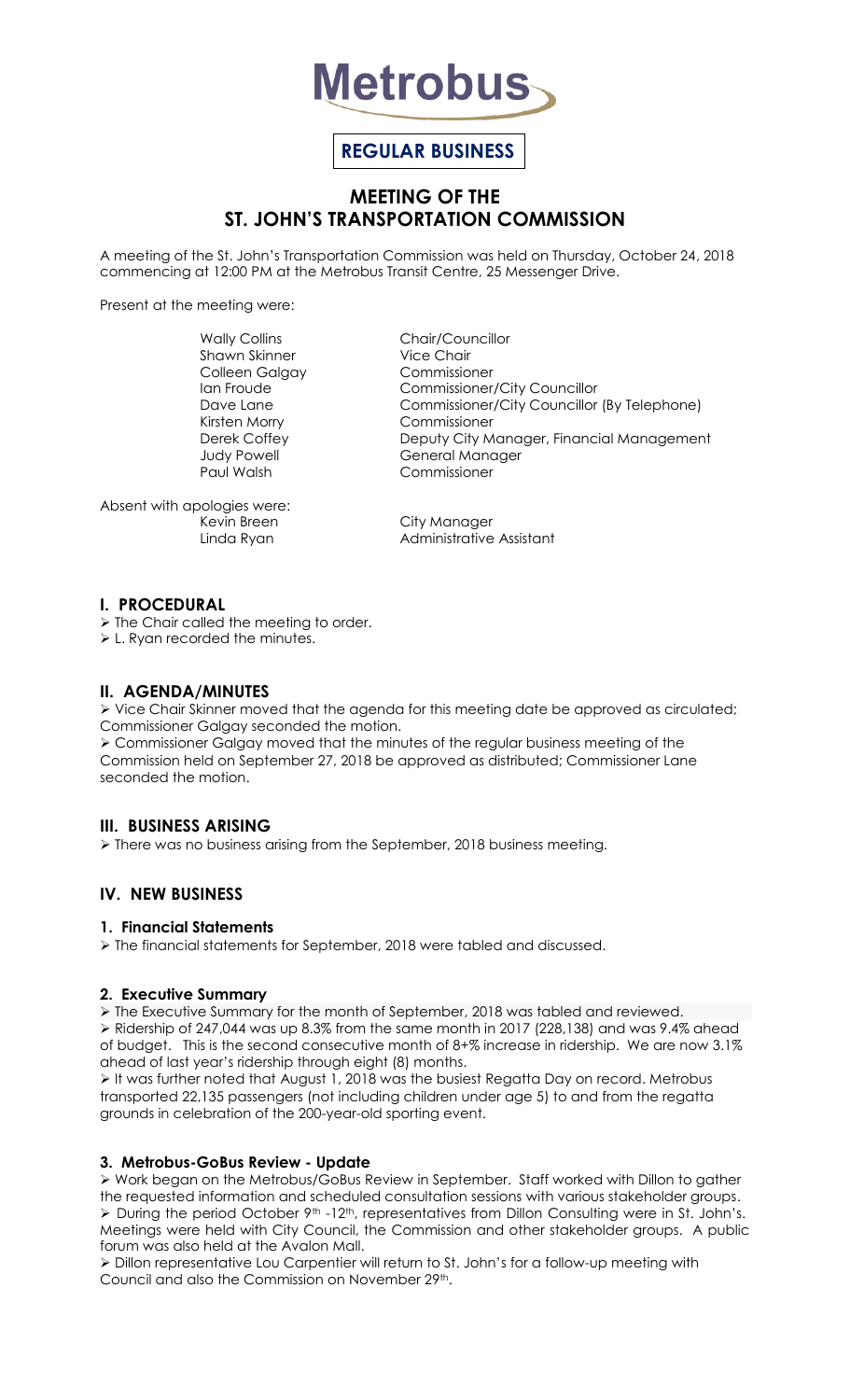# Metrobus

**REGULAR BUSINESS**

## MEETING OF THE ST. JOHN'S TRANSPORTATION COMMISSION

A meeting of the St. John's Transportation Commission was held on Thursday, October 24, 2018 commencing at 12:00 PM at the Metrobus Transit Centre, 25 Messenger Drive.

Present at the meeting were:

| | |
|---|---|
| Wally Collins | Chair/Councillor |
| Shawn Skinner | Vice Chair |
| Colleen Galgay | Commissioner |
| Ian Froude | Commissioner/City Councillor |
| Dave Lane | Commissioner/City Councillor (By Telephone) |
| Kirsten Morry | Commissioner |
| Derek Coffey | Deputy City Manager, Financial Management |
| Judy Powell | General Manager |
| Paul Walsh | Commissioner |

Absent with apologies were:

| | |
|---|---|
| Kevin Breen | City Manager |
| Linda Ryan | Administrative Assistant |

### I. PROCEDURAL

- The Chair called the meeting to order.
- L. Ryan recorded the minutes.

### II. AGENDA/MINUTES

- Vice Chair Skinner moved that the agenda for this meeting date be approved as circulated; Commissioner Galgay seconded the motion.
- Commissioner Galgay moved that the minutes of the regular business meeting of the Commission held on September 27, 2018 be approved as distributed; Commissioner Lane seconded the motion.

### III. BUSINESS ARISING

- There was no business arising from the September, 2018 business meeting.

### IV. NEW BUSINESS

#### 1. Financial Statements

- The financial statements for September, 2018 were tabled and discussed.

#### 2. Executive Summary

- The Executive Summary for the month of September, 2018 was tabled and reviewed.
- Ridership of 247,044 was up 8.3% from the same month in 2017 (228,138) and was 9.4% ahead of budget. This is the second consecutive month of 8+% increase in ridership. We are now 3.1% ahead of last year's ridership through eight (8) months.
- It was further noted that August 1, 2018 was the busiest Regatta Day on record. Metrobus transported 22,135 passengers (not including children under age 5) to and from the regatta grounds in celebration of the 200-year-old sporting event.

#### 3. Metrobus-GoBus Review - Update

- Work began on the Metrobus/GoBus Review in September. Staff worked with Dillon to gather the requested information and scheduled consultation sessions with various stakeholder groups.
- During the period October 9th -12th, representatives from Dillon Consulting were in St. John's. Meetings were held with City Council, the Commission and other stakeholder groups. A public forum was also held at the Avalon Mall.
- Dillon representative Lou Carpentier will return to St. John's for a follow-up meeting with Council and also the Commission on November 29th.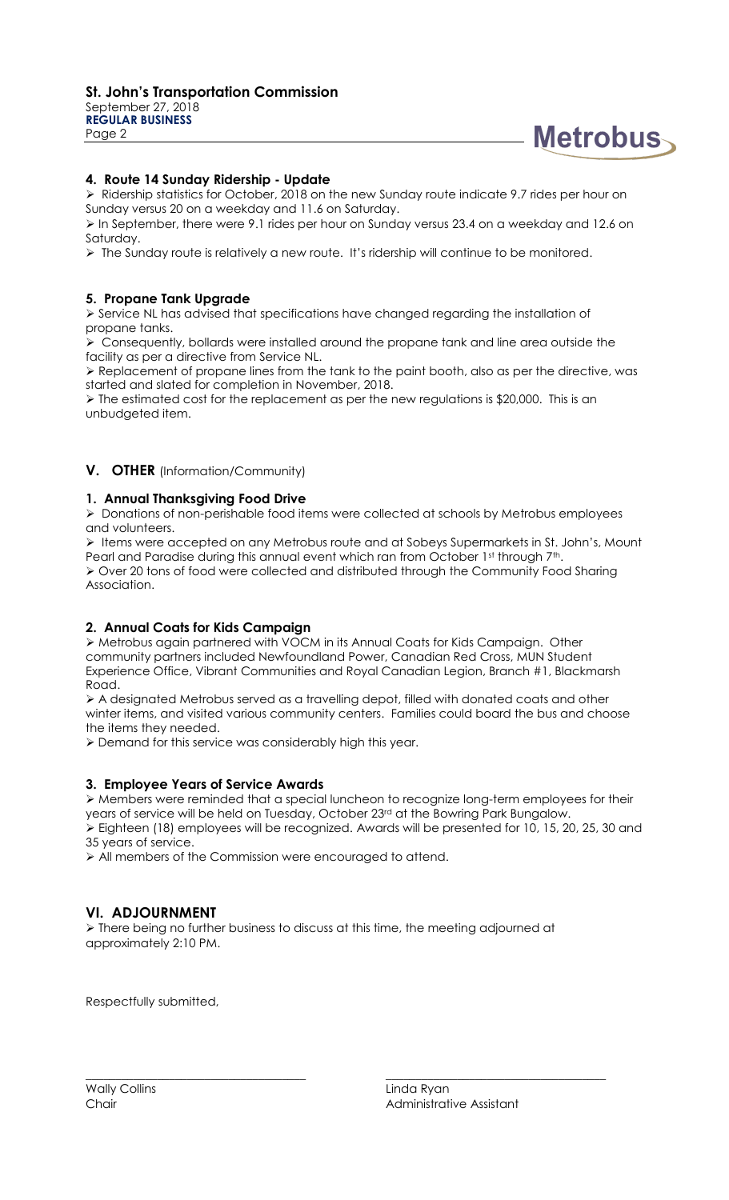## 4. Route 14 Sunday Ridership - Update

- Ridership statistics for October, 2018 on the new Sunday route indicate 9.7 rides per hour on Sunday versus 20 on a weekday and 11.6 on Saturday.
- In September, there were 9.1 rides per hour on Sunday versus 23.4 on a weekday and 12.6 on Saturday.
- The Sunday route is relatively a new route. It's ridership will continue to be monitored.

## 5. Propane Tank Upgrade

- Service NL has advised that specifications have changed regarding the installation of propane tanks.
- Consequently, bollards were installed around the propane tank and line area outside the facility as per a directive from Service NL.
- Replacement of propane lines from the tank to the paint booth, also as per the directive, was started and slated for completion in November, 2018.
- The estimated cost for the replacement as per the new regulations is $20,000. This is an unbudgeted item.

# V. OTHER (Information/Community)

## 1. Annual Thanksgiving Food Drive

- Donations of non-perishable food items were collected at schools by Metrobus employees and volunteers.
- Items were accepted on any Metrobus route and at Sobeys Supermarkets in St. John's, Mount Pearl and Paradise during this annual event which ran from October 1st through 7th.
- Over 20 tons of food were collected and distributed through the Community Food Sharing Association.

## 2. Annual Coats for Kids Campaign

- Metrobus again partnered with VOCM in its Annual Coats for Kids Campaign. Other community partners included Newfoundland Power, Canadian Red Cross, MUN Student Experience Office, Vibrant Communities and Royal Canadian Legion, Branch #1, Blackmarsh Road.
- A designated Metrobus served as a travelling depot, filled with donated coats and other winter items, and visited various community centers. Families could board the bus and choose the items they needed.
- Demand for this service was considerably high this year.

## 3. Employee Years of Service Awards

- Members were reminded that a special luncheon to recognize long-term employees for their years of service will be held on Tuesday, October 23rd at the Bowring Park Bungalow.
- Eighteen (18) employees will be recognized. Awards will be presented for 10, 15, 20, 25, 30 and 35 years of service.
- All members of the Commission were encouraged to attend.

# VI. ADJOURNMENT

- There being no further business to discuss at this time, the meeting adjourned at approximately 2:10 PM.

Respectfully submitted,

| | |
|---|---|
| Wally Collins | Linda Ryan |
| Chair | Administrative Assistant |